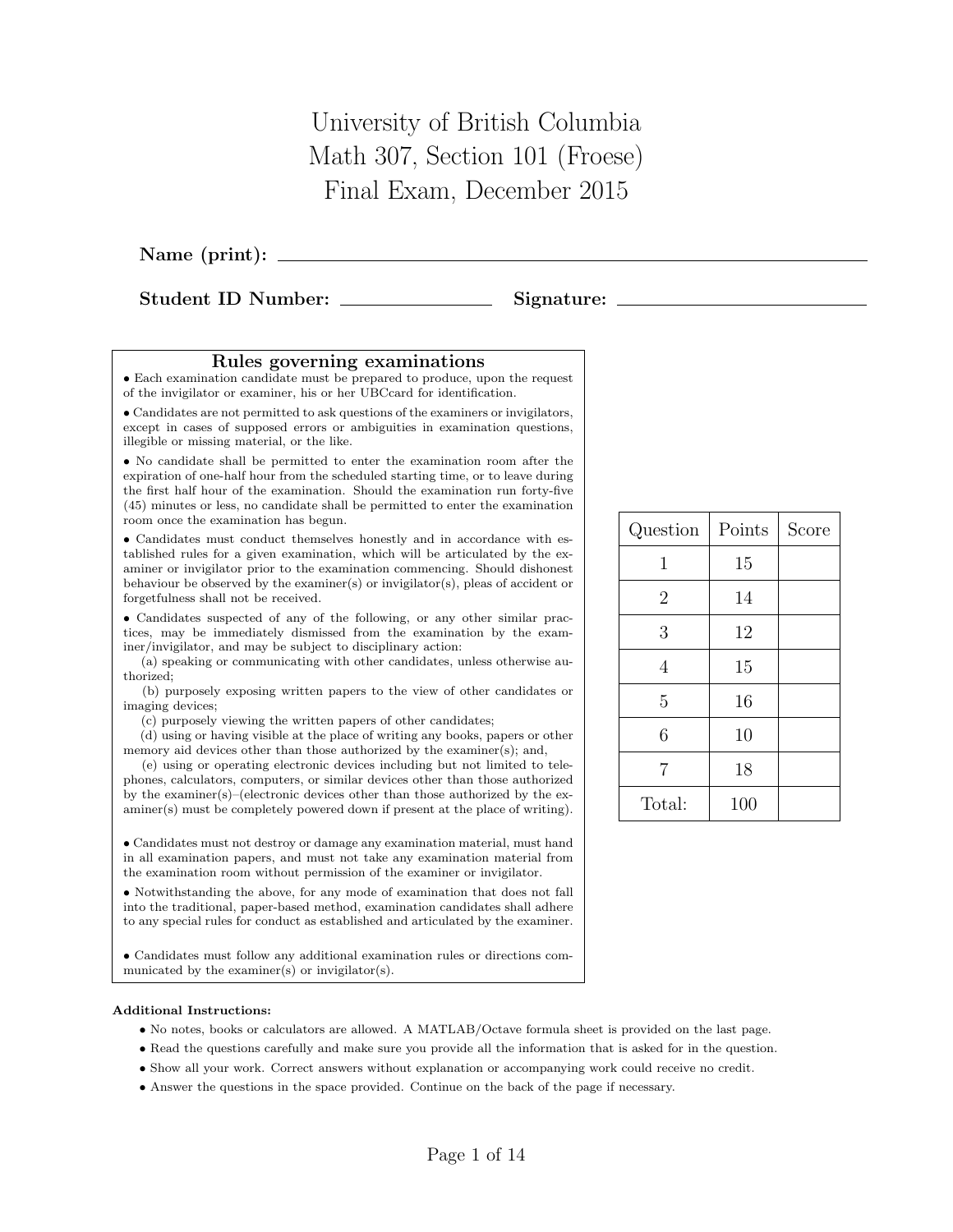# University of British Columbia
# Math 307, Section 101 (Froese)
# Final Exam, December 2015

**Name (print):** ______________________________

**Student ID Number:** ______________ **Signature:** ______________________

## Rules governing examinations

- Each examination candidate must be prepared to produce, upon the request of the invigilator or examiner, his or her UBCcard for identification.
- Candidates are not permitted to ask questions of the examiners or invigilators, except in cases of supposed errors or ambiguities in examination questions, illegible or missing material, or the like.
- No candidate shall be permitted to enter the examination room after the expiration of one-half hour from the scheduled starting time, or to leave during the first half hour of the examination. Should the examination run forty-five (45) minutes or less, no candidate shall be permitted to enter the examination room once the examination has begun.
- Candidates must conduct themselves honestly and in accordance with established rules for a given examination, which will be articulated by the examiner or invigilator prior to the examination commencing. Should dishonest behaviour be observed by the examiner(s) or invigilator(s), pleas of accident or forgetfulness shall not be received.
- Candidates suspected of any of the following, or any other similar practices, may be immediately dismissed from the examination by the examiner/invigilator, and may be subject to disciplinary action:
  - (a) speaking or communicating with other candidates, unless otherwise authorized;
  - (b) purposely exposing written papers to the view of other candidates or imaging devices;
  - (c) purposely viewing the written papers of other candidates;
  - (d) using or having visible at the place of writing any books, papers or other memory aid devices other than those authorized by the examiner(s); and,
  - (e) using or operating electronic devices including but not limited to telephones, calculators, computers, or similar devices other than those authorized by the examiner(s)–(electronic devices other than those authorized by the examiner(s) must be completely powered down if present at the place of writing).
- Candidates must not destroy or damage any examination material, must hand in all examination papers, and must not take any examination material from the examination room without permission of the examiner or invigilator.
- Notwithstanding the above, for any mode of examination that does not fall into the traditional, paper-based method, examination candidates shall adhere to any special rules for conduct as established and articulated by the examiner.
- Candidates must follow any additional examination rules or directions communicated by the examiner(s) or invigilator(s).

| Question | Points | Score |
|---|---|---|
| 1 | 15 | |
| 2 | 14 | |
| 3 | 12 | |
| 4 | 15 | |
| 5 | 16 | |
| 6 | 10 | |
| 7 | 18 | |
| Total: | 100 | |

**Additional Instructions:**

- No notes, books or calculators are allowed. A MATLAB/Octave formula sheet is provided on the last page.
- Read the questions carefully and make sure you provide all the information that is asked for in the question.
- Show all your work. Correct answers without explanation or accompanying work could receive no credit.
- Answer the questions in the space provided. Continue on the back of the page if necessary.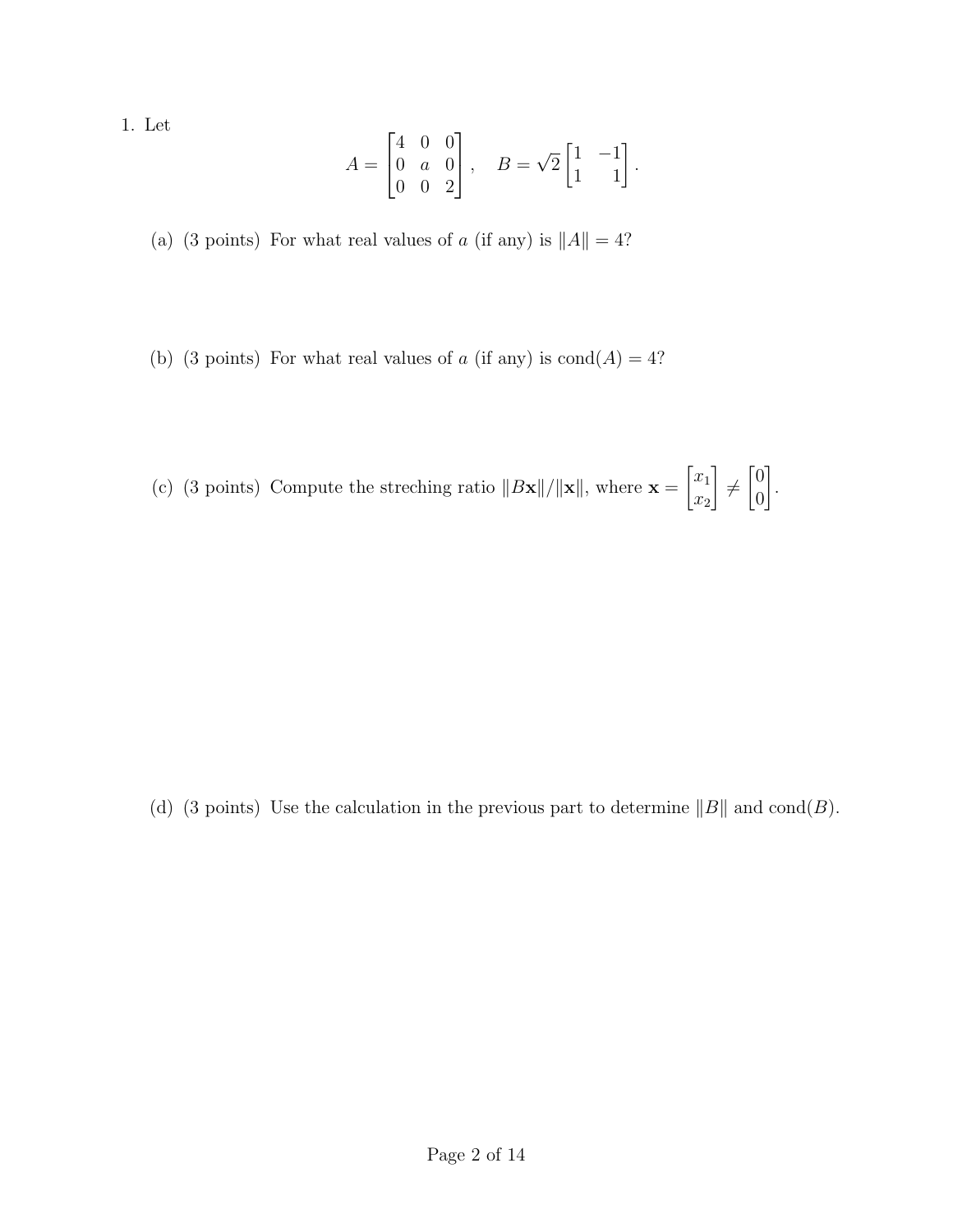1. Let

$$A = \begin{bmatrix} 4 & 0 & 0 \\ 0 & a & 0 \\ 0 & 0 & 2 \end{bmatrix}, \quad B = \sqrt{2} \begin{bmatrix} 1 & -1 \\ 1 & 1 \end{bmatrix}.$$

(a) (3 points) For what real values of $a$ (if any) is $\|A\| = 4$?

(b) (3 points) For what real values of $a$ (if any) is $\text{cond}(A) = 4$?

(c) (3 points) Compute the streching ratio $\|B\mathbf{x}\|/\|\mathbf{x}\|$, where $\mathbf{x} = \begin{bmatrix} x_1 \\ x_2 \end{bmatrix} \neq \begin{bmatrix} 0 \\ 0 \end{bmatrix}$.

(d) (3 points) Use the calculation in the previous part to determine $\|B\|$ and $\text{cond}(B)$.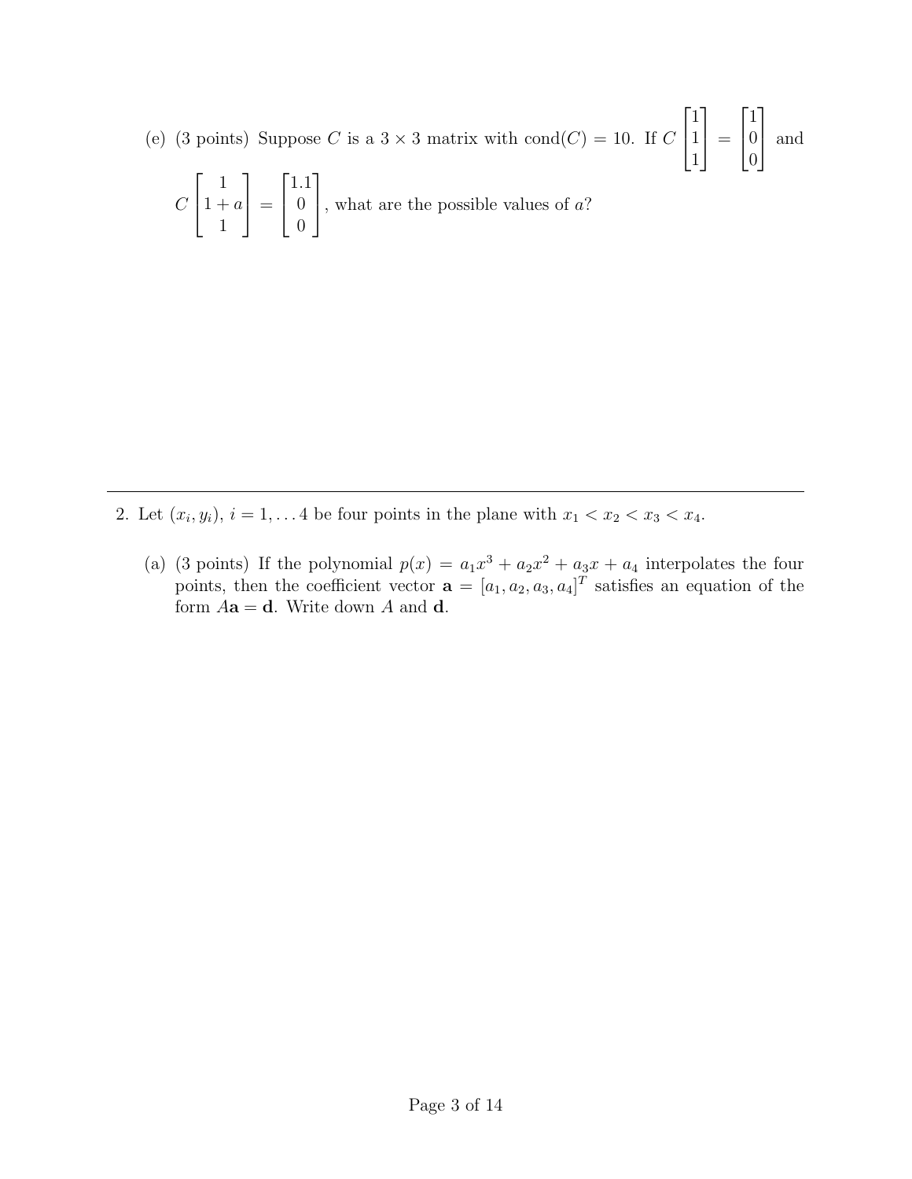(e) (3 points) Suppose $C$ is a $3 \times 3$ matrix with $\text{cond}(C) = 10$. If $C \begin{bmatrix} 1 \\ 1 \\ 1 \end{bmatrix} = \begin{bmatrix} 1 \\ 0 \\ 0 \end{bmatrix}$ and $C \begin{bmatrix} 1 \\ 1+a \\ 1 \end{bmatrix} = \begin{bmatrix} 1.1 \\ 0 \\ 0 \end{bmatrix}$, what are the possible values of $a$?

---

2. Let $(x_i, y_i)$, $i = 1, \ldots 4$ be four points in the plane with $x_1 < x_2 < x_3 < x_4$.

   (a) (3 points) If the polynomial $p(x) = a_1 x^3 + a_2 x^2 + a_3 x + a_4$ interpolates the four points, then the coefficient vector $\mathbf{a} = [a_1, a_2, a_3, a_4]^T$ satisfies an equation of the form $A\mathbf{a} = \mathbf{d}$. Write down $A$ and $\mathbf{d}$.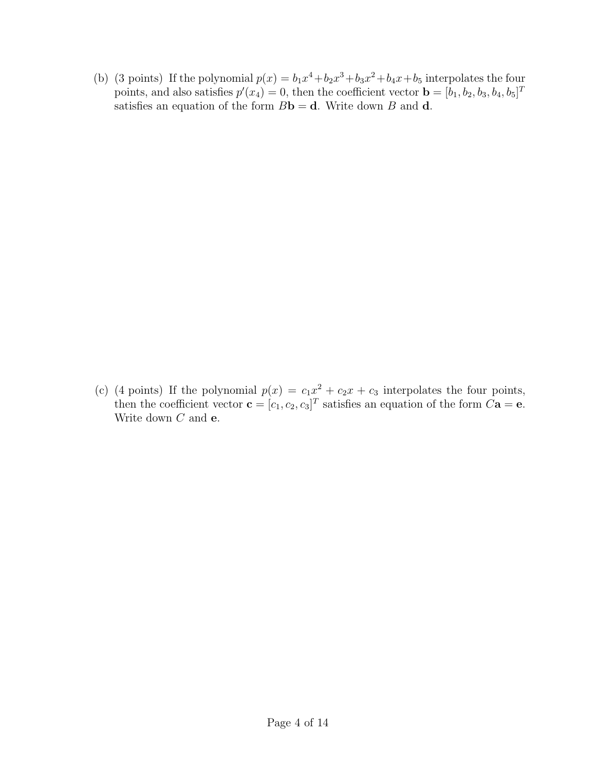(b) (3 points) If the polynomial $p(x) = b_1x^4 + b_2x^3 + b_3x^2 + b_4x + b_5$ interpolates the four points, and also satisfies $p'(x_4) = 0$, then the coefficient vector $\mathbf{b} = [b_1, b_2, b_3, b_4, b_5]^T$ satisfies an equation of the form $B\mathbf{b} = \mathbf{d}$. Write down $B$ and $\mathbf{d}$.

(c) (4 points) If the polynomial $p(x) = c_1x^2 + c_2x + c_3$ interpolates the four points, then the coefficient vector $\mathbf{c} = [c_1, c_2, c_3]^T$ satisfies an equation of the form $C\mathbf{a} = \mathbf{e}$. Write down $C$ and $\mathbf{e}$.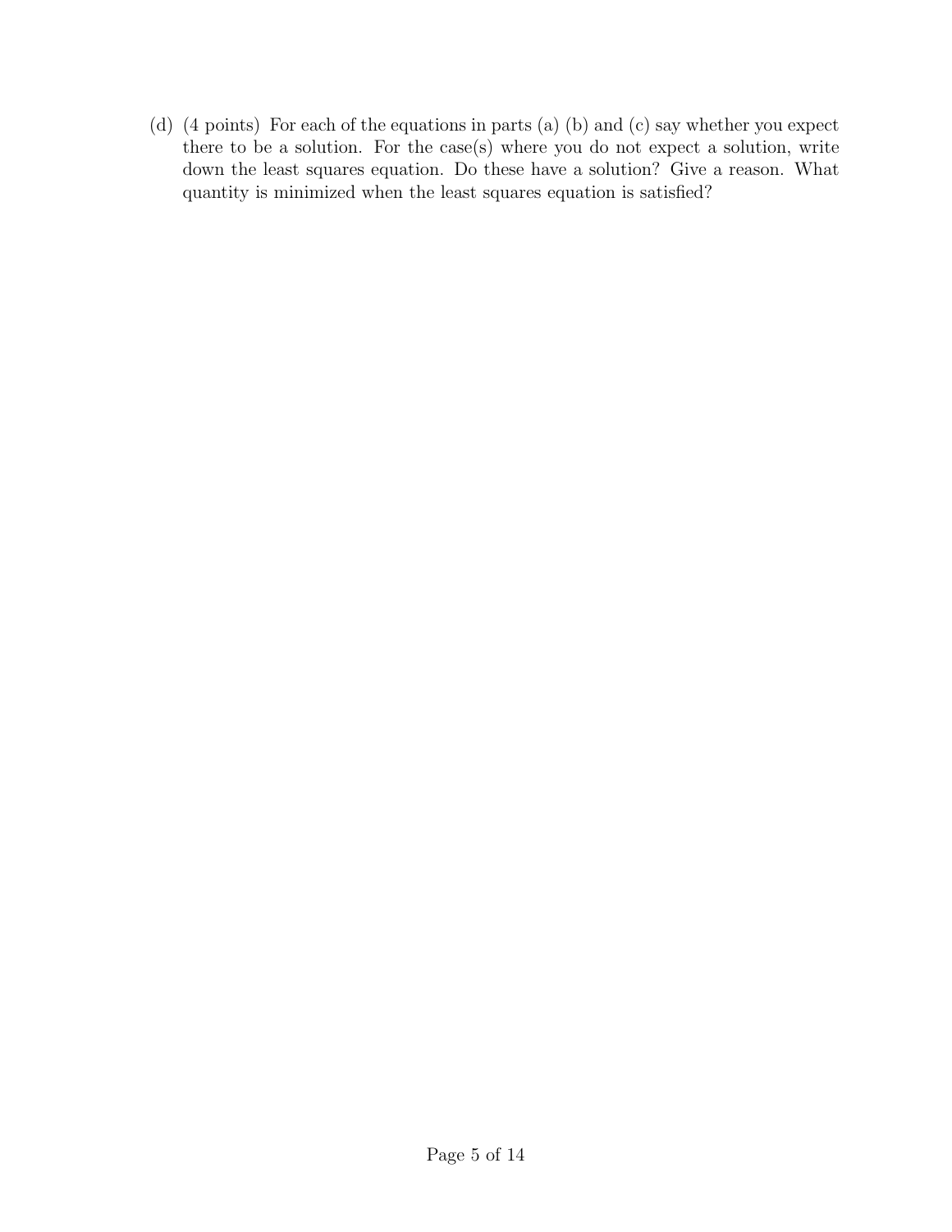(d) (4 points) For each of the equations in parts (a) (b) and (c) say whether you expect there to be a solution. For the case(s) where you do not expect a solution, write down the least squares equation. Do these have a solution? Give a reason. What quantity is minimized when the least squares equation is satisfied?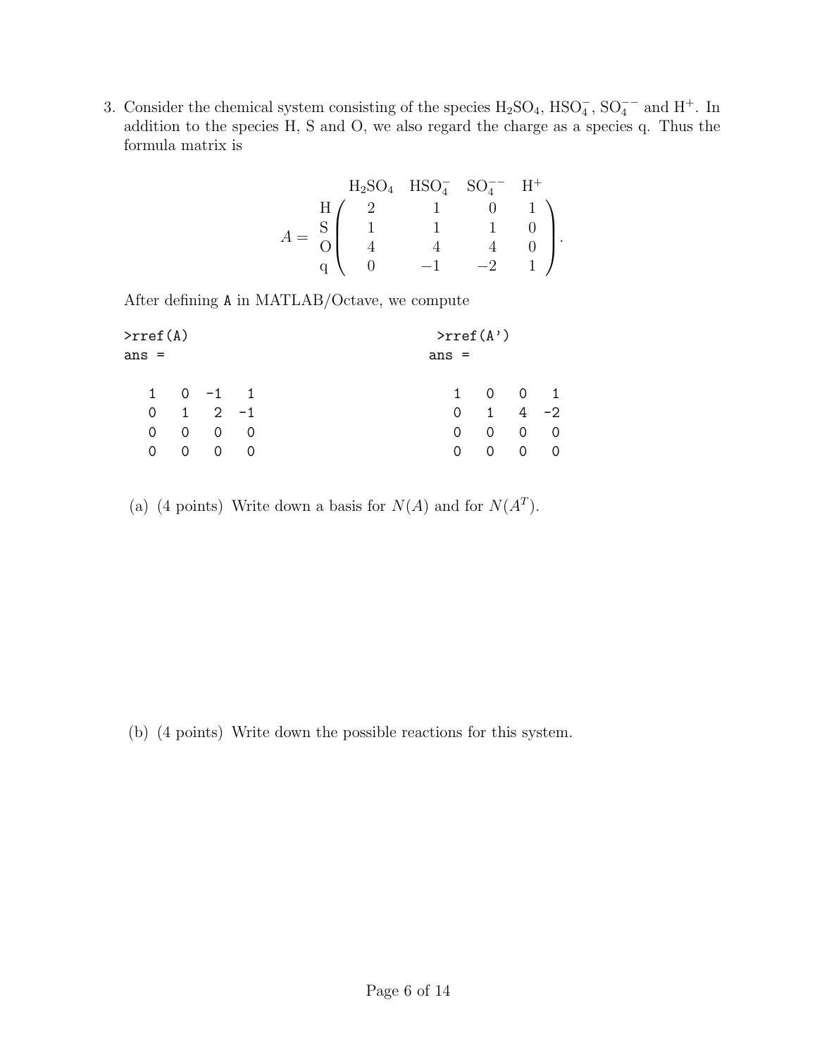3. Consider the chemical system consisting of the species $H_2SO_4$, $HSO_4^-$, $SO_4^{--}$ and $H^+$. In addition to the species H, S and O, we also regard the charge as a species q. Thus the formula matrix is

$$A = \begin{array}{c} \\ \text{H} \\ \text{S} \\ \text{O} \\ \text{q} \end{array} \begin{array}{c} \begin{array}{cccc} H_2SO_4 & HSO_4^- & SO_4^{--} & H^+ \end{array} \\ \left( \begin{array}{cccc} 2 & 1 & 0 & 1 \\ 1 & 1 & 1 & 0 \\ 4 & 4 & 4 & 0 \\ 0 & -1 & -2 & 1 \end{array} \right) \end{array}.$$

After defining `A` in MATLAB/Octave, we compute

```
>rref(A)
ans =

   1   0  -1   1
   0   1   2  -1
   0   0   0   0
   0   0   0   0
```

```
>rref(A')
ans =

   1   0   0   1
   0   1   4  -2
   0   0   0   0
   0   0   0   0
```

(a) (4 points) Write down a basis for $N(A)$ and for $N(A^T)$.

(b) (4 points) Write down the possible reactions for this system.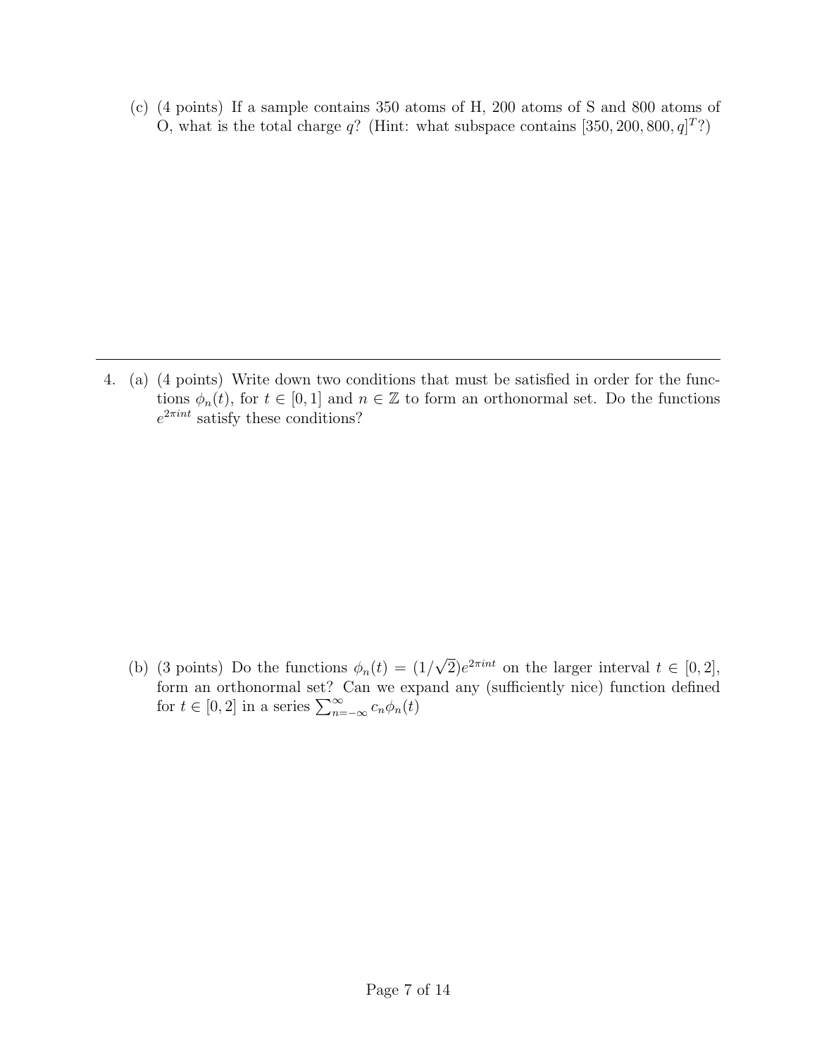(c) (4 points) If a sample contains 350 atoms of H, 200 atoms of S and 800 atoms of O, what is the total charge $q$? (Hint: what subspace contains $[350, 200, 800, q]^T$?)

---

4. (a) (4 points) Write down two conditions that must be satisfied in order for the functions $\phi_n(t)$, for $t \in [0, 1]$ and $n \in \mathbb{Z}$ to form an orthonormal set. Do the functions $e^{2\pi int}$ satisfy these conditions?

(b) (3 points) Do the functions $\phi_n(t) = (1/\sqrt{2})e^{2\pi int}$ on the larger interval $t \in [0, 2]$, form an orthonormal set? Can we expand any (sufficiently nice) function defined for $t \in [0, 2]$ in a series $\sum_{n=-\infty}^{\infty} c_n \phi_n(t)$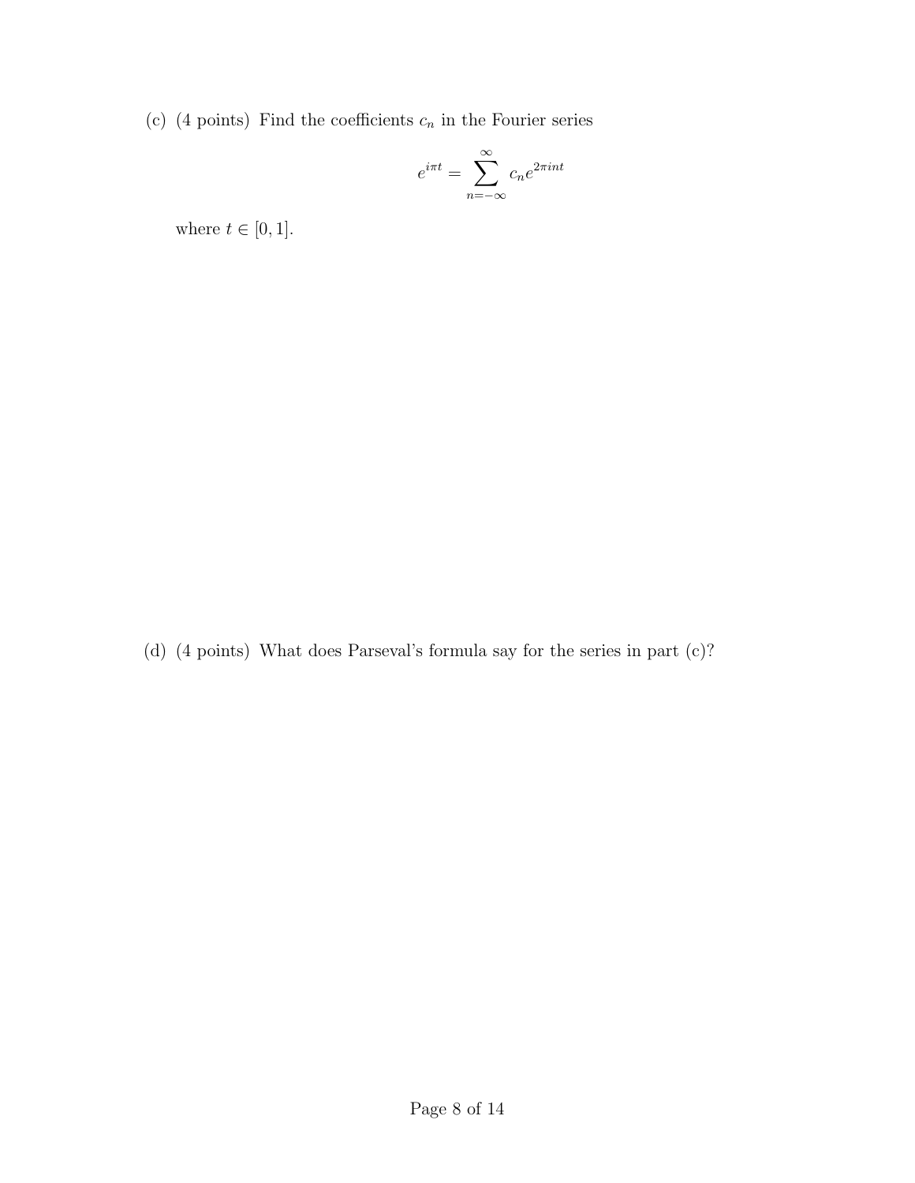(c) (4 points) Find the coefficients $c_n$ in the Fourier series

$$e^{i\pi t} = \sum_{n=-\infty}^{\infty} c_n e^{2\pi i n t}$$

where $t \in [0, 1]$.

(d) (4 points) What does Parseval's formula say for the series in part (c)?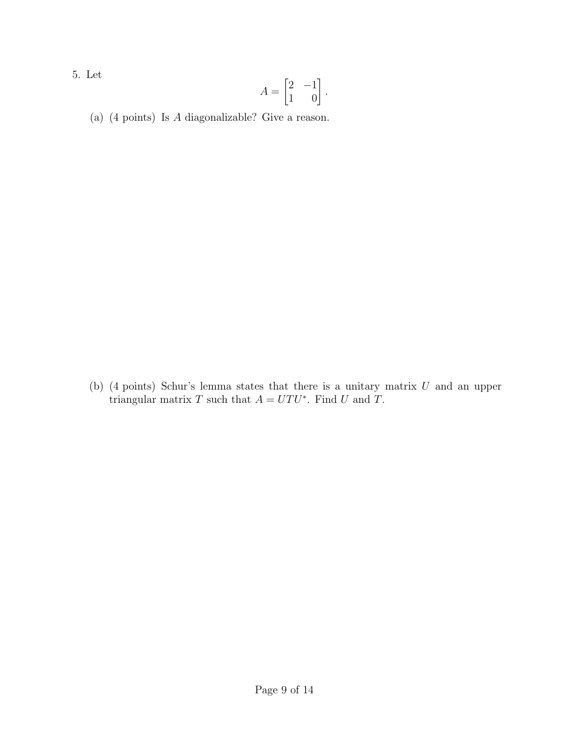5. Let

$$A = \begin{bmatrix} 2 & -1 \\ 1 & 0 \end{bmatrix}.$$

(a) (4 points) Is $A$ diagonalizable? Give a reason.

(b) (4 points) Schur's lemma states that there is a unitary matrix $U$ and an upper triangular matrix $T$ such that $A = UTU^*$. Find $U$ and $T$.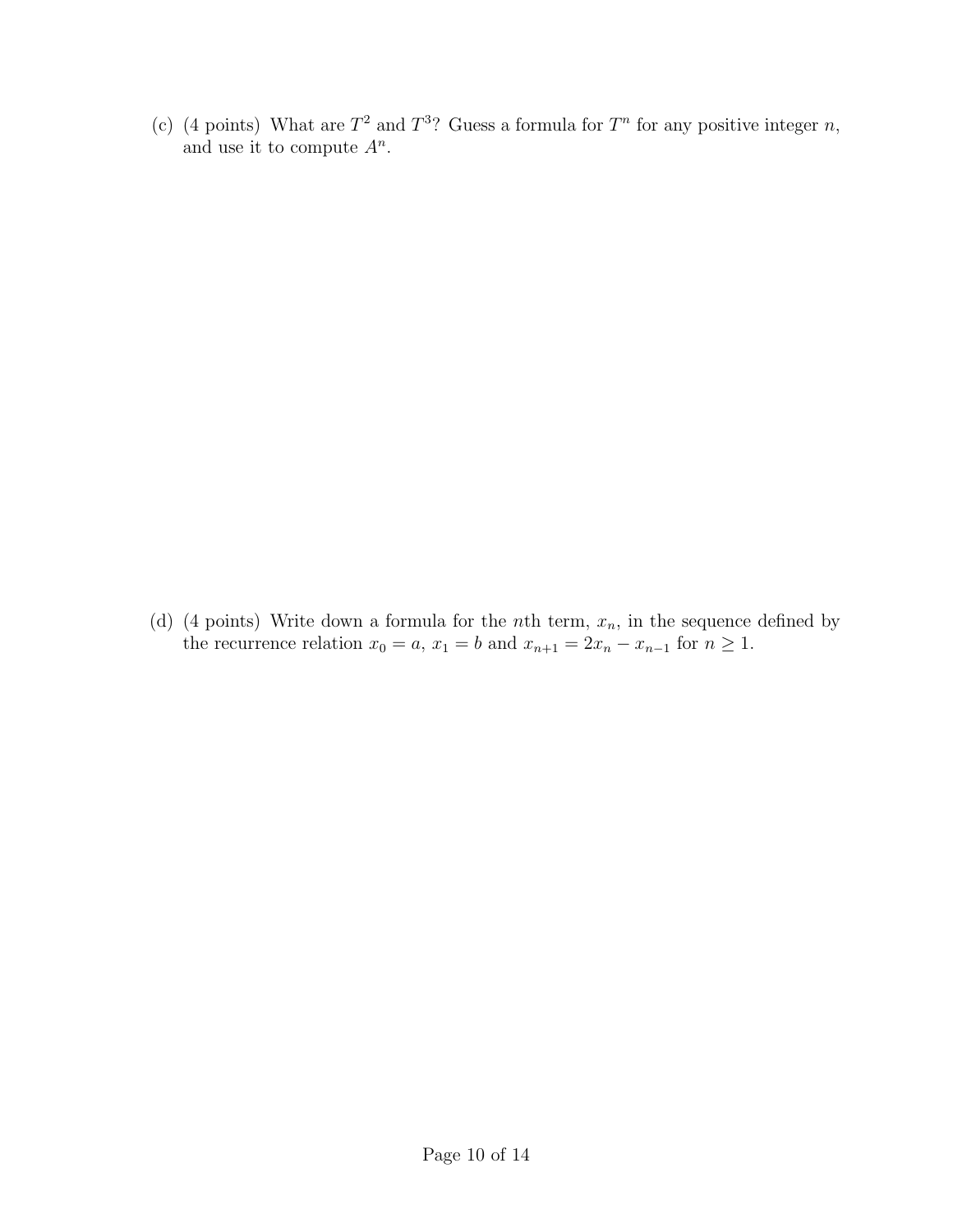(c) (4 points) What are $T^2$ and $T^3$? Guess a formula for $T^n$ for any positive integer $n$, and use it to compute $A^n$.

(d) (4 points) Write down a formula for the $n$th term, $x_n$, in the sequence defined by the recurrence relation $x_0 = a$, $x_1 = b$ and $x_{n+1} = 2x_n - x_{n-1}$ for $n \geq 1$.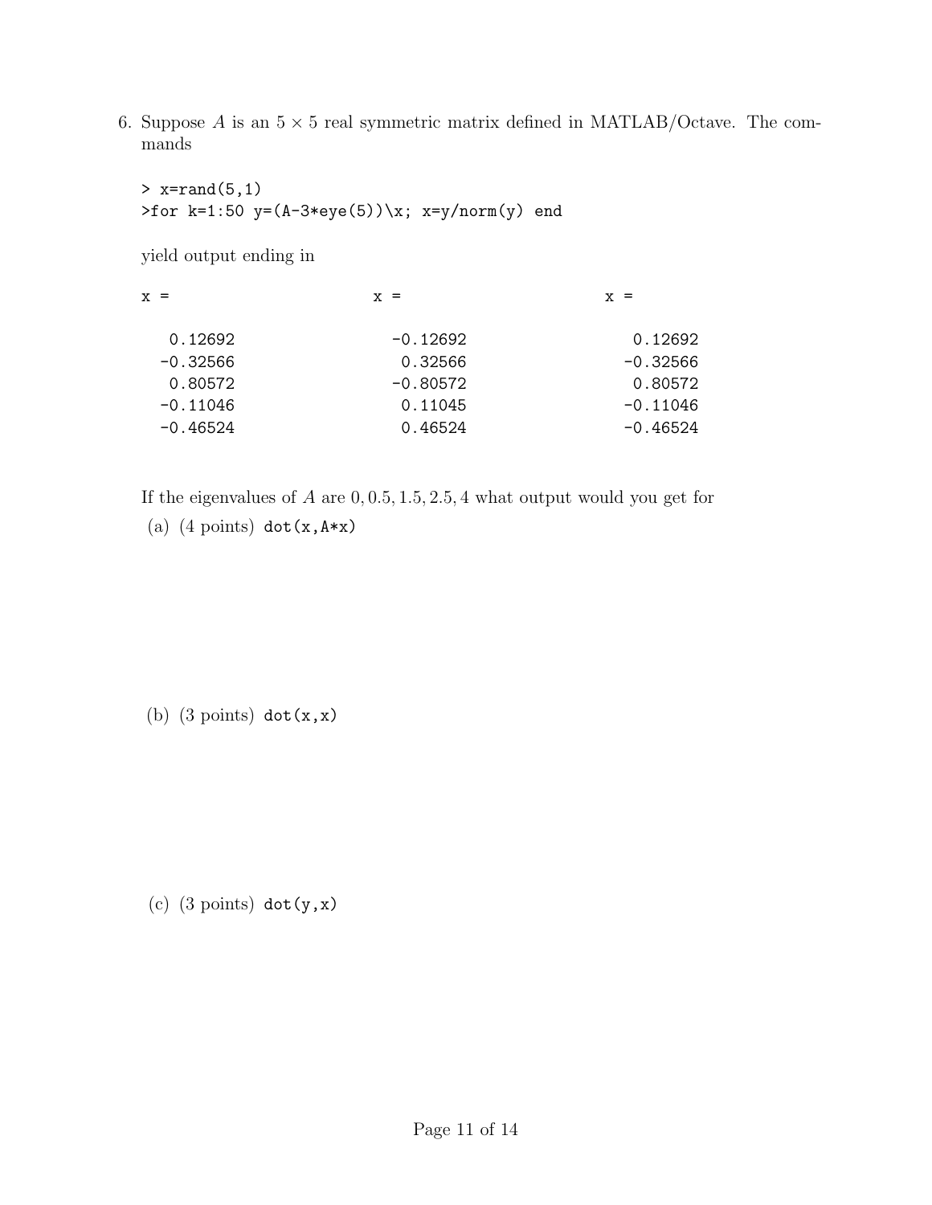6. Suppose $A$ is an $5 \times 5$ real symmetric matrix defined in MATLAB/Octave. The commands

```
> x=rand(5,1)
>for k=1:50 y=(A-3*eye(5))\x; x=y/norm(y) end
```

yield output ending in

```
x =                      x =                      x =

   0.12692                 -0.12692                  0.12692
  -0.32566                  0.32566                 -0.32566
   0.80572                 -0.80572                  0.80572
  -0.11046                  0.11045                 -0.11046
  -0.46524                  0.46524                 -0.46524
```

If the eigenvalues of $A$ are $0, 0.5, 1.5, 2.5, 4$ what output would you get for

(a) (4 points) `dot(x,A*x)`

(b) (3 points) `dot(x,x)`

(c) (3 points) `dot(y,x)`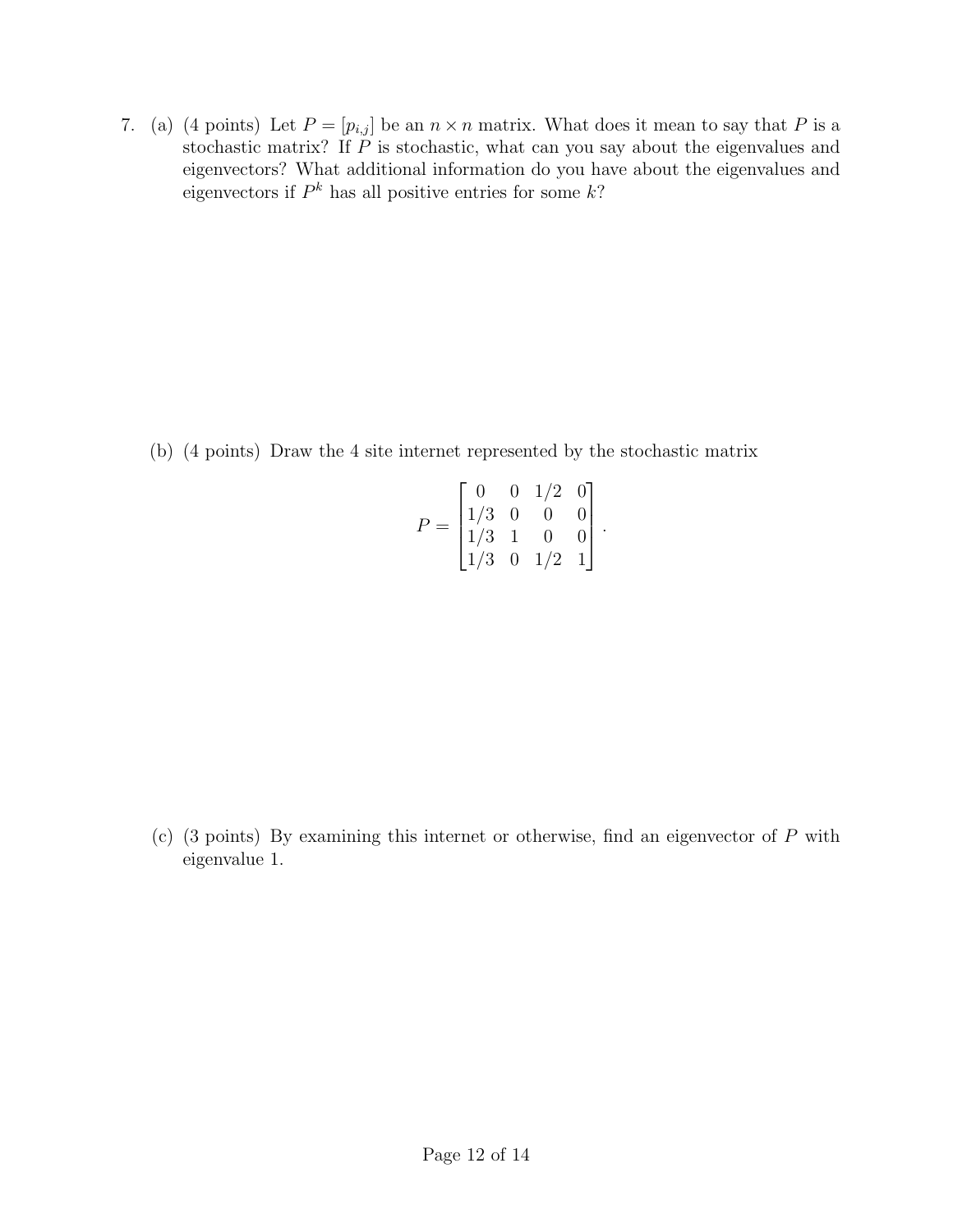7. (a) (4 points) Let $P = [p_{i,j}]$ be an $n \times n$ matrix. What does it mean to say that $P$ is a stochastic matrix? If $P$ is stochastic, what can you say about the eigenvalues and eigenvectors? What additional information do you have about the eigenvalues and eigenvectors if $P^k$ has all positive entries for some $k$?

(b) (4 points) Draw the 4 site internet represented by the stochastic matrix

$$P = \begin{bmatrix} 0 & 0 & 1/2 & 0 \\ 1/3 & 0 & 0 & 0 \\ 1/3 & 1 & 0 & 0 \\ 1/3 & 0 & 1/2 & 1 \end{bmatrix}.$$

(c) (3 points) By examining this internet or otherwise, find an eigenvector of $P$ with eigenvalue 1.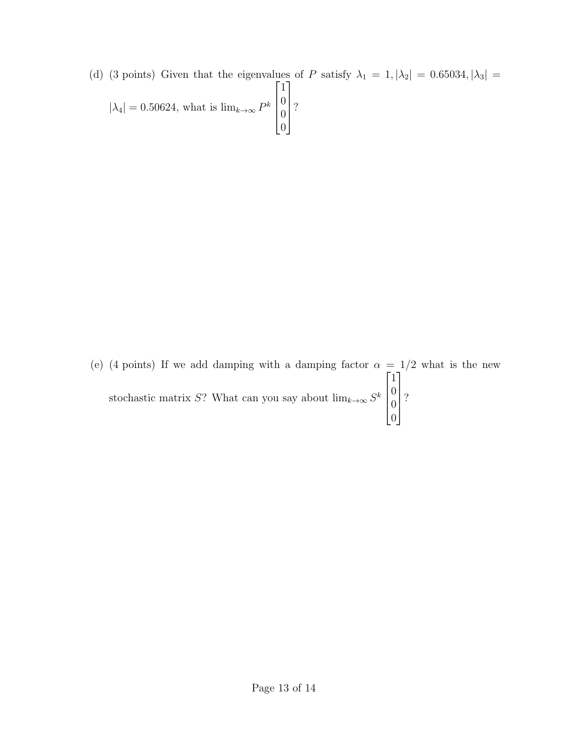(d) (3 points) Given that the eigenvalues of $P$ satisfy $\lambda_1 = 1, |\lambda_2| = 0.65034, |\lambda_3| = |\lambda_4| = 0.50624$, what is $\lim_{k\to\infty} P^k \begin{bmatrix} 1 \\ 0 \\ 0 \\ 0 \end{bmatrix}$?

(e) (4 points) If we add damping with a damping factor $\alpha = 1/2$ what is the new stochastic matrix $S$? What can you say about $\lim_{k\to\infty} S^k \begin{bmatrix} 1 \\ 0 \\ 0 \\ 0 \end{bmatrix}$?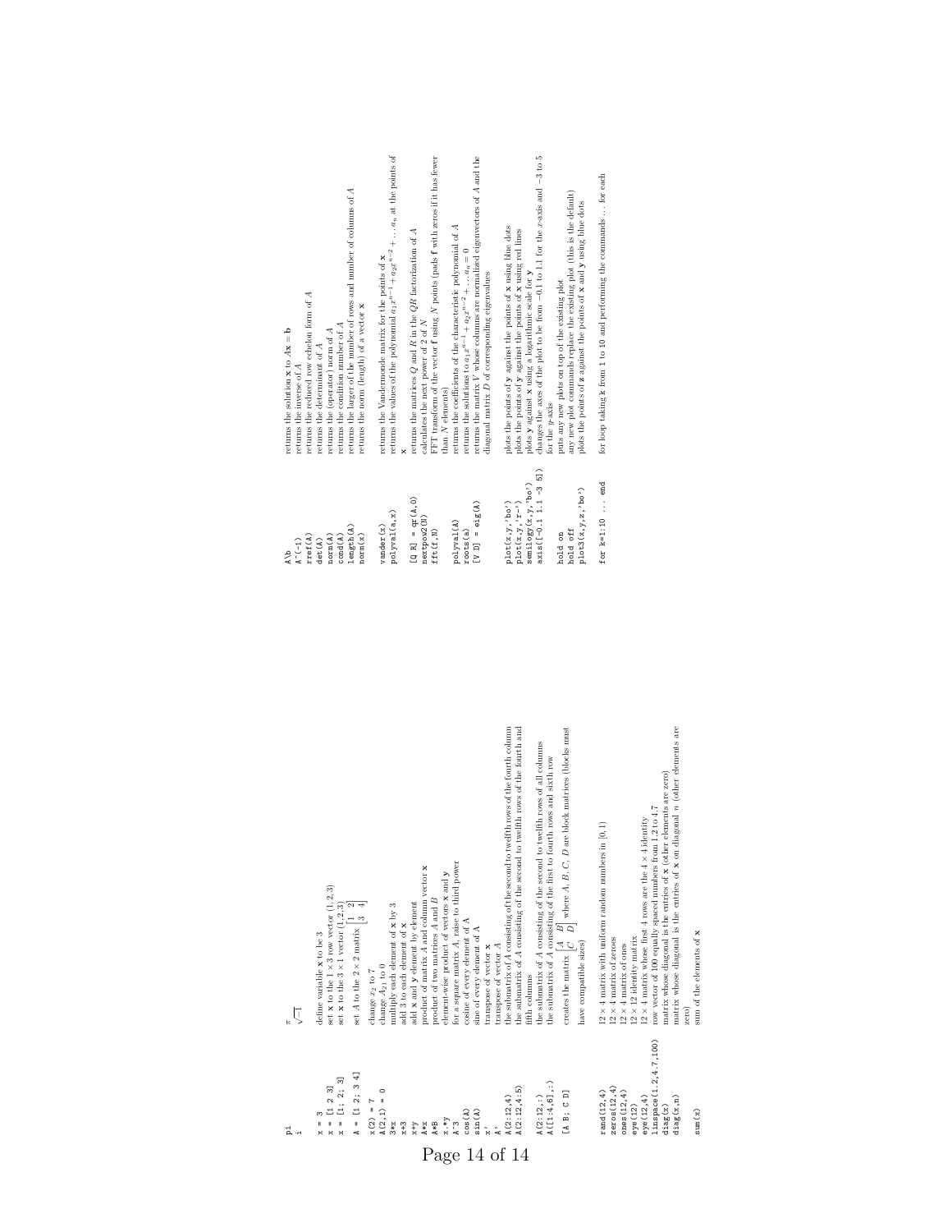| | |
|---|---|
| `pi` | $\pi$ |
| `i` | $\sqrt{-1}$ |
| `x = 3` | define variable `x` to be 3 |
| `x = [1 2 3]` | set `x` to the $1 \times 3$ row vector $(1, 2, 3)$ |
| `x = [1; 2; 3]` | set `x` to the $3 \times 1$ vector $(1, 2, 3)$ |
| `A = [1 2; 3 4]` | set $A$ to the $2 \times 2$ matrix $\begin{bmatrix} 1 & 2 \\ 3 & 4 \end{bmatrix}$ |
| `x(2) = 7` | change $x_2$ to 7 |
| `A(2,1) = 0` | change $A_{21}$ to 0 |
| `3*x` | multiply each element of `x` by 3 |
| `x+3` | add 3 to each element of `x` |
| `x+y` | add `x` and `y` element by element |
| `A*x` | product of matrix $A$ and column vector `x` |
| `A*B` | product of two matrices $A$ and $B$ |
| `x.*y` | element-wise product of vectors `x` and `y` |
| `A^3` | for a square matrix $A$, raise to third power |
| `cos(A)` | cosine of every element of $A$ |
| `sin(A)` | sine of every element of $A$ |
| `x'` | transpose of vector `x` |
| `A'` | transpose of vector $A$ |
| `A(2:12,4)` | the submatrix of $A$ consisting of the second to twelfth rows of the fourth column |
| `A(2:12,4:5)` | the submatrix of $A$ consisting of the second to twelfth rows of the fourth and fifth columns |
| `A(2:12,:)` | the submatrix of $A$ consisting of the second to twelfth rows of all columns |
| `A([1:4,6],:)` | the submatrix of $A$ consisting of the first to fourth rows and sixth row |
| `[A B; C D]` | creates the matrix $\begin{bmatrix} A & B \\ C & D \end{bmatrix}$ where $A$, $B$, $C$, $D$ are block matrices (blocks must have compatible sizes) |
| `rand(12,4)` | $12 \times 4$ matrix with uniform random numbers in $[0, 1)$ |
| `zeros(12,4)` | $12 \times 4$ matrix of zeroes |
| `ones(12,4)` | $12 \times 4$ matrix of ones |
| `eye(12)` | $12 \times 12$ identity matrix |
| `eye(12,4)` | $12 \times 4$ matrix whose first 4 rows are the $4 \times 4$ identity |
| `linspace(1.2,4.7,100)` | row vector of 100 equally spaced numbers from 1.2 to 4.7 |
| `diag(x)` | matrix whose diagonal is the entries of `x` (other elements are zero) |
| `diag(x,n)` | matrix whose diagonal is the entries of `x` on diagonal $n$ (other elements are zero) |
| `sum(x)` | sum of the elements of `x` |

| | |
|---|---|
| `A\b` | returns the solution `x` to $A\mathbf{x} = \mathbf{b}$ |
| `A^(-1)` | returns the inverse of $A$ |
| `rref(A)` | returns the reduced row echelon form of $A$ |
| `det(A)` | returns the determinant of $A$ |
| `norm(A)` | returns the (operator) norm of $A$ |
| `cond(A)` | returns the condition number of $A$ |
| `length(A)` | returns the larger of the number of rows and number of columns of $A$ |
| `norm(x)` | returns the norm (length) of a vector `x` |
| `vander(x)` | returns the Vandermonde matrix for the points of `x` |
| `polyval(a,x)` | returns the values of the polynomial $a_1x^{n-1} + a_2x^{n-2} + \ldots a_n$ at the points of `x` |
| `[Q R] = qr(A,0)` | returns the matrices $Q$ and $R$ in the $QR$ factorization of $A$ |
| `nextpow2(N)` | calculates the next power of 2 of $N$ |
| `fft(f,N)` | FFT transform of the vector `f` using $N$ points (pads `f` with zeros if it has fewer than $N$ elements) |
| `polyval(A)` | returns the coefficients of the characteristic polynomial of $A$ |
| `roots(a)` | returns the solutions to $a_1x^{n-1} + a_2x^{n-2} + \ldots a_n = 0$ |
| `[V D] = eig(A)` | returns the matrix $V$ whose columns are normalized eigenvectors of $A$ and the diagonal matrix $D$ of corresponding eigenvalues |
| `plot(x,y,'bo')` | plots the points of `y` against the points of `x` using blue dots |
| `plot(x,y,'r-')` | plots the points of `y` against the points of `x` using red lines |
| `semilogy(x,y,'bo')` | plots `y` against `x` using a logarithmic scale for `y` |
| `axis([-0.1 1.1 -3 5])` | changes the axes of the plot to be from $-0.1$ to 1.1 for the $x$-axis and $-3$ to 5 for the $y$-axis |
| `hold on` | puts any new plots on top of the existing plot |
| `hold off` | any new plot commands replace the existing plot (this is the default) |
| `plot3(x,y,z,'bo')` | plots the points of `z` against the points of `x` and `y` using blue dots |
| `for k=1:10 ... end` | for loop taking `k` from 1 to 10 and performing the commands ... for each |